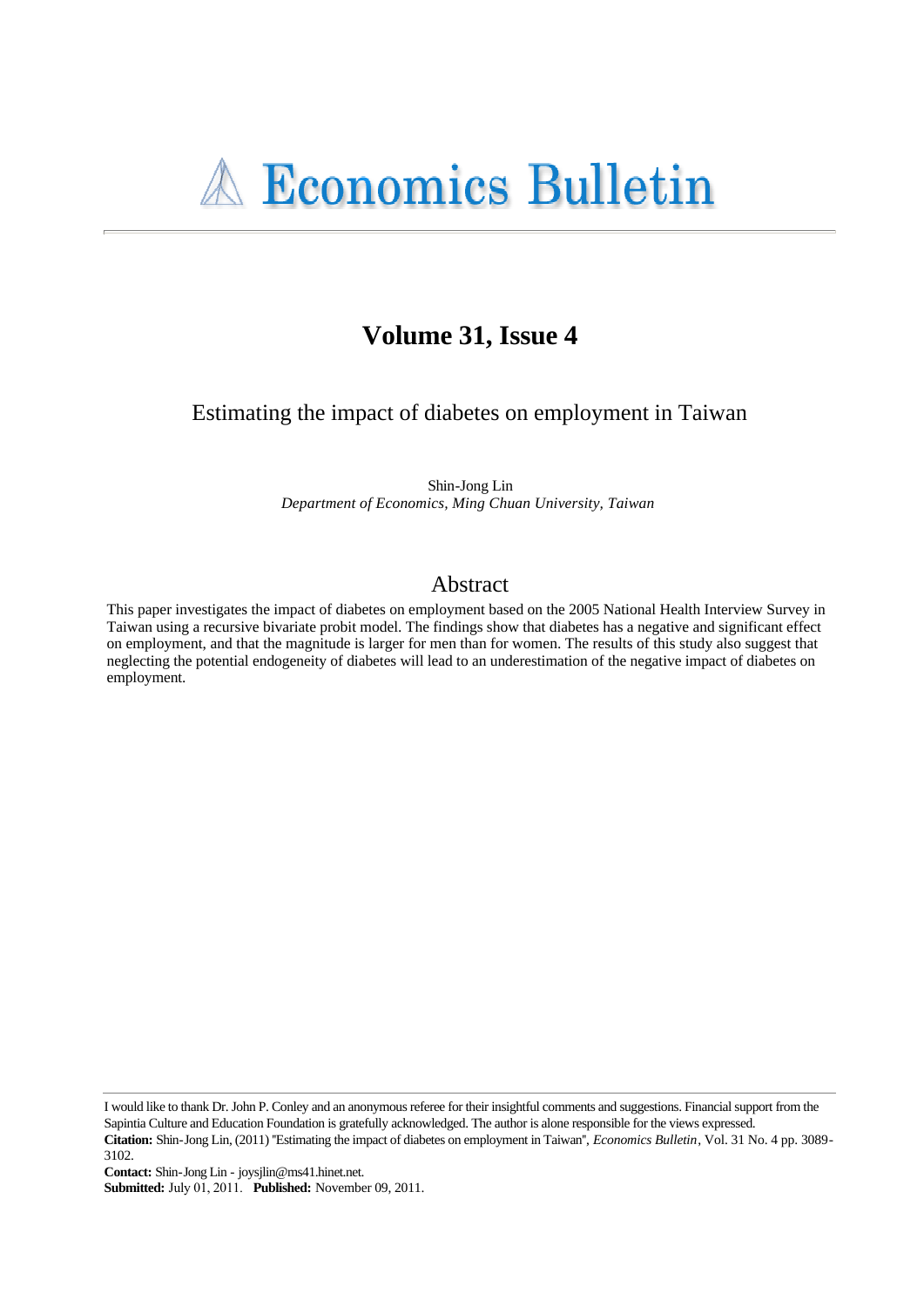# Economics Bulletin

## Volume 31, Issue 4

### Estimating the impact of diabetes on employment in Taiwan

Shin-Jong Lin
*Department of Economics, Ming Chuan University, Taiwan*

## Abstract

This paper investigates the impact of diabetes on employment based on the 2005 National Health Interview Survey in Taiwan using a recursive bivariate probit model. The findings show that diabetes has a negative and significant effect on employment, and that the magnitude is larger for men than for women. The results of this study also suggest that neglecting the potential endogeneity of diabetes will lead to an underestimation of the negative impact of diabetes on employment.

---

I would like to thank Dr. John P. Conley and an anonymous referee for their insightful comments and suggestions. Financial support from the Sapintia Culture and Education Foundation is gratefully acknowledged. The author is alone responsible for the views expressed.

**Citation:** Shin-Jong Lin, (2011) ''Estimating the impact of diabetes on employment in Taiwan'', *Economics Bulletin*, Vol. 31 No. 4 pp. 3089-3102.

**Contact:** Shin-Jong Lin - joysjlin@ms41.hinet.net.

**Submitted:** July 01, 2011. **Published:** November 09, 2011.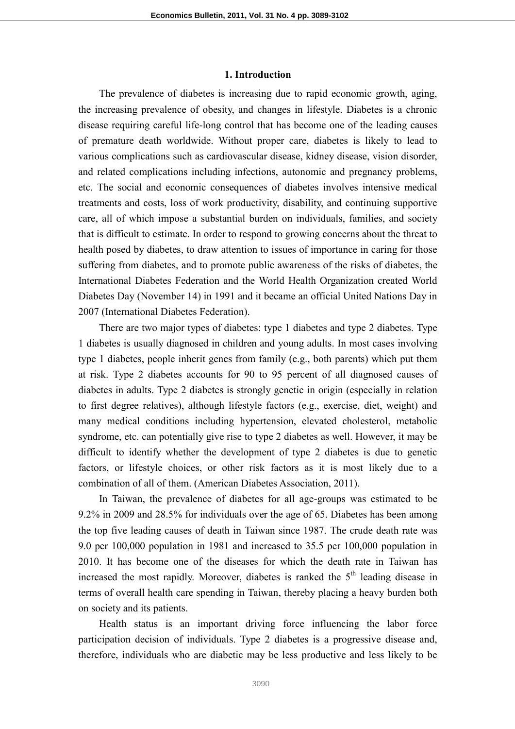## 1. Introduction

The prevalence of diabetes is increasing due to rapid economic growth, aging, the increasing prevalence of obesity, and changes in lifestyle. Diabetes is a chronic disease requiring careful life-long control that has become one of the leading causes of premature death worldwide. Without proper care, diabetes is likely to lead to various complications such as cardiovascular disease, kidney disease, vision disorder, and related complications including infections, autonomic and pregnancy problems, etc. The social and economic consequences of diabetes involves intensive medical treatments and costs, loss of work productivity, disability, and continuing supportive care, all of which impose a substantial burden on individuals, families, and society that is difficult to estimate. In order to respond to growing concerns about the threat to health posed by diabetes, to draw attention to issues of importance in caring for those suffering from diabetes, and to promote public awareness of the risks of diabetes, the International Diabetes Federation and the World Health Organization created World Diabetes Day (November 14) in 1991 and it became an official United Nations Day in 2007 (International Diabetes Federation).

There are two major types of diabetes: type 1 diabetes and type 2 diabetes. Type 1 diabetes is usually diagnosed in children and young adults. In most cases involving type 1 diabetes, people inherit genes from family (e.g., both parents) which put them at risk. Type 2 diabetes accounts for 90 to 95 percent of all diagnosed causes of diabetes in adults. Type 2 diabetes is strongly genetic in origin (especially in relation to first degree relatives), although lifestyle factors (e.g., exercise, diet, weight) and many medical conditions including hypertension, elevated cholesterol, metabolic syndrome, etc. can potentially give rise to type 2 diabetes as well. However, it may be difficult to identify whether the development of type 2 diabetes is due to genetic factors, or lifestyle choices, or other risk factors as it is most likely due to a combination of all of them. (American Diabetes Association, 2011).

In Taiwan, the prevalence of diabetes for all age-groups was estimated to be 9.2% in 2009 and 28.5% for individuals over the age of 65. Diabetes has been among the top five leading causes of death in Taiwan since 1987. The crude death rate was 9.0 per 100,000 population in 1981 and increased to 35.5 per 100,000 population in 2010. It has become one of the diseases for which the death rate in Taiwan has increased the most rapidly. Moreover, diabetes is ranked the 5th leading disease in terms of overall health care spending in Taiwan, thereby placing a heavy burden both on society and its patients.

Health status is an important driving force influencing the labor force participation decision of individuals. Type 2 diabetes is a progressive disease and, therefore, individuals who are diabetic may be less productive and less likely to be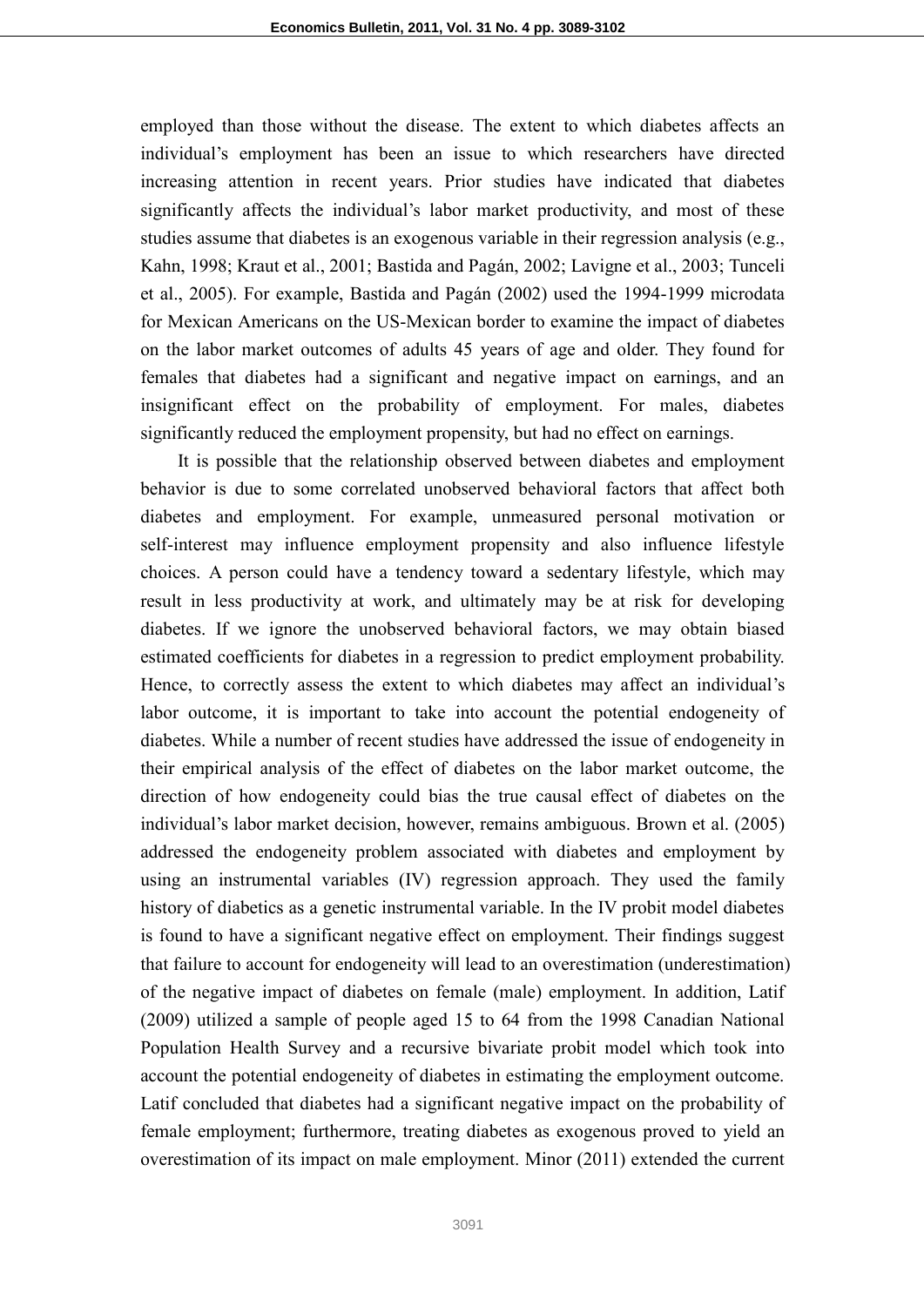employed than those without the disease. The extent to which diabetes affects an individual's employment has been an issue to which researchers have directed increasing attention in recent years. Prior studies have indicated that diabetes significantly affects the individual's labor market productivity, and most of these studies assume that diabetes is an exogenous variable in their regression analysis (e.g., Kahn, 1998; Kraut et al., 2001; Bastida and Pagán, 2002; Lavigne et al., 2003; Tunceli et al., 2005). For example, Bastida and Pagán (2002) used the 1994-1999 microdata for Mexican Americans on the US-Mexican border to examine the impact of diabetes on the labor market outcomes of adults 45 years of age and older. They found for females that diabetes had a significant and negative impact on earnings, and an insignificant effect on the probability of employment. For males, diabetes significantly reduced the employment propensity, but had no effect on earnings.

It is possible that the relationship observed between diabetes and employment behavior is due to some correlated unobserved behavioral factors that affect both diabetes and employment. For example, unmeasured personal motivation or self-interest may influence employment propensity and also influence lifestyle choices. A person could have a tendency toward a sedentary lifestyle, which may result in less productivity at work, and ultimately may be at risk for developing diabetes. If we ignore the unobserved behavioral factors, we may obtain biased estimated coefficients for diabetes in a regression to predict employment probability. Hence, to correctly assess the extent to which diabetes may affect an individual's labor outcome, it is important to take into account the potential endogeneity of diabetes. While a number of recent studies have addressed the issue of endogeneity in their empirical analysis of the effect of diabetes on the labor market outcome, the direction of how endogeneity could bias the true causal effect of diabetes on the individual's labor market decision, however, remains ambiguous. Brown et al. (2005) addressed the endogeneity problem associated with diabetes and employment by using an instrumental variables (IV) regression approach. They used the family history of diabetics as a genetic instrumental variable. In the IV probit model diabetes is found to have a significant negative effect on employment. Their findings suggest that failure to account for endogeneity will lead to an overestimation (underestimation) of the negative impact of diabetes on female (male) employment. In addition, Latif (2009) utilized a sample of people aged 15 to 64 from the 1998 Canadian National Population Health Survey and a recursive bivariate probit model which took into account the potential endogeneity of diabetes in estimating the employment outcome. Latif concluded that diabetes had a significant negative impact on the probability of female employment; furthermore, treating diabetes as exogenous proved to yield an overestimation of its impact on male employment. Minor (2011) extended the current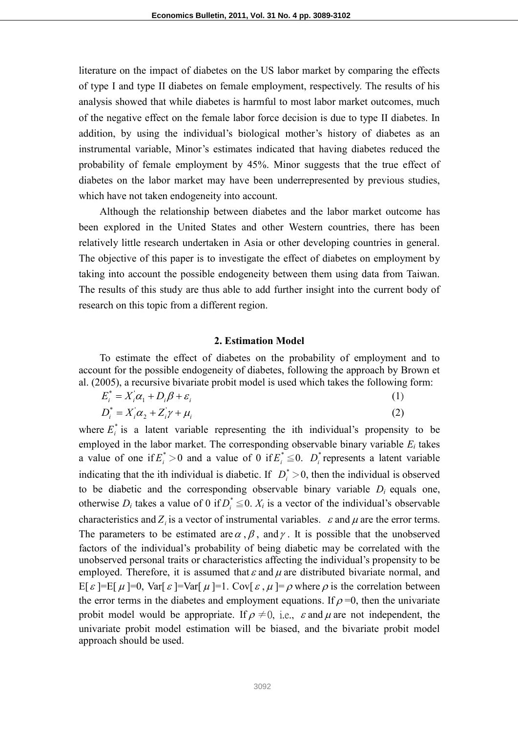literature on the impact of diabetes on the US labor market by comparing the effects of type I and type II diabetes on female employment, respectively. The results of his analysis showed that while diabetes is harmful to most labor market outcomes, much of the negative effect on the female labor force decision is due to type II diabetes. In addition, by using the individual's biological mother's history of diabetes as an instrumental variable, Minor's estimates indicated that having diabetes reduced the probability of female employment by 45%. Minor suggests that the true effect of diabetes on the labor market may have been underrepresented by previous studies, which have not taken endogeneity into account.

Although the relationship between diabetes and the labor market outcome has been explored in the United States and other Western countries, there has been relatively little research undertaken in Asia or other developing countries in general. The objective of this paper is to investigate the effect of diabetes on employment by taking into account the possible endogeneity between them using data from Taiwan. The results of this study are thus able to add further insight into the current body of research on this topic from a different region.

## 2. Estimation Model

To estimate the effect of diabetes on the probability of employment and to account for the possible endogeneity of diabetes, following the approach by Brown et al. (2005), a recursive bivariate probit model is used which takes the following form:

$$E_i^* = X_i^{'}\alpha_1 + D_i\beta + \varepsilon_i \qquad (1)$$

$$D_i^* = X_i^{'}\alpha_2 + Z_i^{'}\gamma + \mu_i \qquad (2)$$

where $E_i^*$ is a latent variable representing the ith individual's propensity to be employed in the labor market. The corresponding observable binary variable $E_i$ takes a value of one if $E_i^* > 0$ and a value of 0 if $E_i^* \leqq 0$. $D_i^*$ represents a latent variable indicating that the ith individual is diabetic. If $D_i^* > 0$, then the individual is observed to be diabetic and the corresponding observable binary variable $D_i$ equals one, otherwise $D_i$ takes a value of 0 if $D_i^* \leqq 0$. $X_i$ is a vector of the individual's observable characteristics and $Z_i$ is a vector of instrumental variables. $\varepsilon$ and $\mu$ are the error terms. The parameters to be estimated are $\alpha$, $\beta$, and $\gamma$. It is possible that the unobserved factors of the individual's probability of being diabetic may be correlated with the unobserved personal traits or characteristics affecting the individual's propensity to be employed. Therefore, it is assumed that $\varepsilon$ and $\mu$ are distributed bivariate normal, and $E[\varepsilon]=E[\mu]=0$, $Var[\varepsilon]=Var[\mu]=1$. $Cov[\varepsilon, \mu]=\rho$ where $\rho$ is the correlation between the error terms in the diabetes and employment equations. If $\rho=0$, then the univariate probit model would be appropriate. If $\rho \neq 0$, i.e., $\varepsilon$ and $\mu$ are not independent, the univariate probit model estimation will be biased, and the bivariate probit model approach should be used.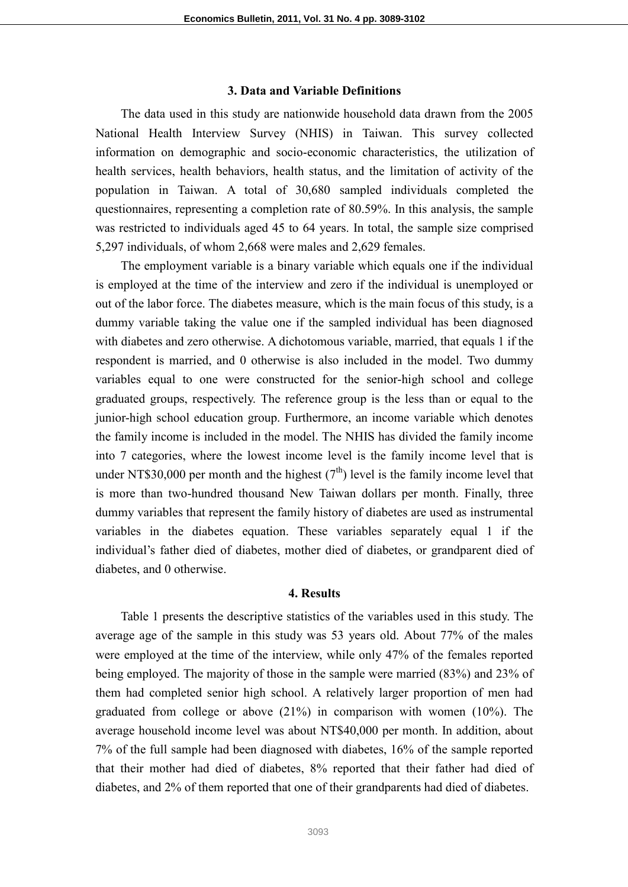### 3. Data and Variable Definitions

The data used in this study are nationwide household data drawn from the 2005 National Health Interview Survey (NHIS) in Taiwan. This survey collected information on demographic and socio-economic characteristics, the utilization of health services, health behaviors, health status, and the limitation of activity of the population in Taiwan. A total of 30,680 sampled individuals completed the questionnaires, representing a completion rate of 80.59%. In this analysis, the sample was restricted to individuals aged 45 to 64 years. In total, the sample size comprised 5,297 individuals, of whom 2,668 were males and 2,629 females.

The employment variable is a binary variable which equals one if the individual is employed at the time of the interview and zero if the individual is unemployed or out of the labor force. The diabetes measure, which is the main focus of this study, is a dummy variable taking the value one if the sampled individual has been diagnosed with diabetes and zero otherwise. A dichotomous variable, married, that equals 1 if the respondent is married, and 0 otherwise is also included in the model. Two dummy variables equal to one were constructed for the senior-high school and college graduated groups, respectively. The reference group is the less than or equal to the junior-high school education group. Furthermore, an income variable which denotes the family income is included in the model. The NHIS has divided the family income into 7 categories, where the lowest income level is the family income level that is under NT$30,000 per month and the highest ($7^{th}$) level is the family income level that is more than two-hundred thousand New Taiwan dollars per month. Finally, three dummy variables that represent the family history of diabetes are used as instrumental variables in the diabetes equation. These variables separately equal 1 if the individual's father died of diabetes, mother died of diabetes, or grandparent died of diabetes, and 0 otherwise.

### 4. Results

Table 1 presents the descriptive statistics of the variables used in this study. The average age of the sample in this study was 53 years old. About 77% of the males were employed at the time of the interview, while only 47% of the females reported being employed. The majority of those in the sample were married (83%) and 23% of them had completed senior high school. A relatively larger proportion of men had graduated from college or above (21%) in comparison with women (10%). The average household income level was about NT$40,000 per month. In addition, about 7% of the full sample had been diagnosed with diabetes, 16% of the sample reported that their mother had died of diabetes, 8% reported that their father had died of diabetes, and 2% of them reported that one of their grandparents had died of diabetes.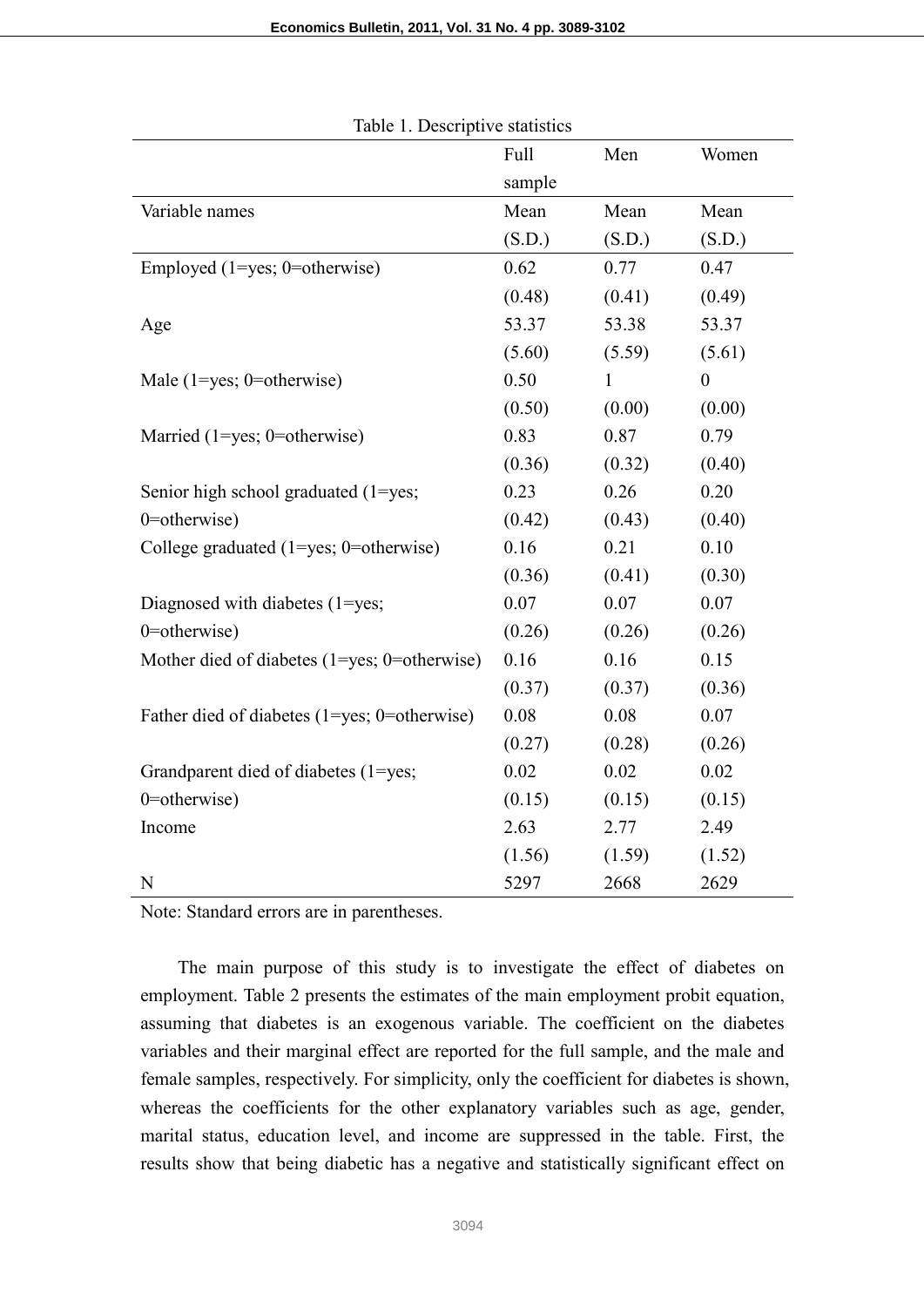Table 1. Descriptive statistics

| | Full sample | Men | Women |
|---|---|---|---|
| Variable names | Mean (S.D.) | Mean (S.D.) | Mean (S.D.) |
| Employed (1=yes; 0=otherwise) | 0.62 | 0.77 | 0.47 |
| | (0.48) | (0.41) | (0.49) |
| Age | 53.37 | 53.38 | 53.37 |
| | (5.60) | (5.59) | (5.61) |
| Male (1=yes; 0=otherwise) | 0.50 | 1 | 0 |
| | (0.50) | (0.00) | (0.00) |
| Married (1=yes; 0=otherwise) | 0.83 | 0.87 | 0.79 |
| | (0.36) | (0.32) | (0.40) |
| Senior high school graduated (1=yes; 0=otherwise) | 0.23 | 0.26 | 0.20 |
| | (0.42) | (0.43) | (0.40) |
| College graduated (1=yes; 0=otherwise) | 0.16 | 0.21 | 0.10 |
| | (0.36) | (0.41) | (0.30) |
| Diagnosed with diabetes (1=yes; 0=otherwise) | 0.07 | 0.07 | 0.07 |
| | (0.26) | (0.26) | (0.26) |
| Mother died of diabetes (1=yes; 0=otherwise) | 0.16 | 0.16 | 0.15 |
| | (0.37) | (0.37) | (0.36) |
| Father died of diabetes (1=yes; 0=otherwise) | 0.08 | 0.08 | 0.07 |
| | (0.27) | (0.28) | (0.26) |
| Grandparent died of diabetes (1=yes; 0=otherwise) | 0.02 | 0.02 | 0.02 |
| | (0.15) | (0.15) | (0.15) |
| Income | 2.63 | 2.77 | 2.49 |
| | (1.56) | (1.59) | (1.52) |
| N | 5297 | 2668 | 2629 |

Note: Standard errors are in parentheses.

The main purpose of this study is to investigate the effect of diabetes on employment. Table 2 presents the estimates of the main employment probit equation, assuming that diabetes is an exogenous variable. The coefficient on the diabetes variables and their marginal effect are reported for the full sample, and the male and female samples, respectively. For simplicity, only the coefficient for diabetes is shown, whereas the coefficients for the other explanatory variables such as age, gender, marital status, education level, and income are suppressed in the table. First, the results show that being diabetic has a negative and statistically significant effect on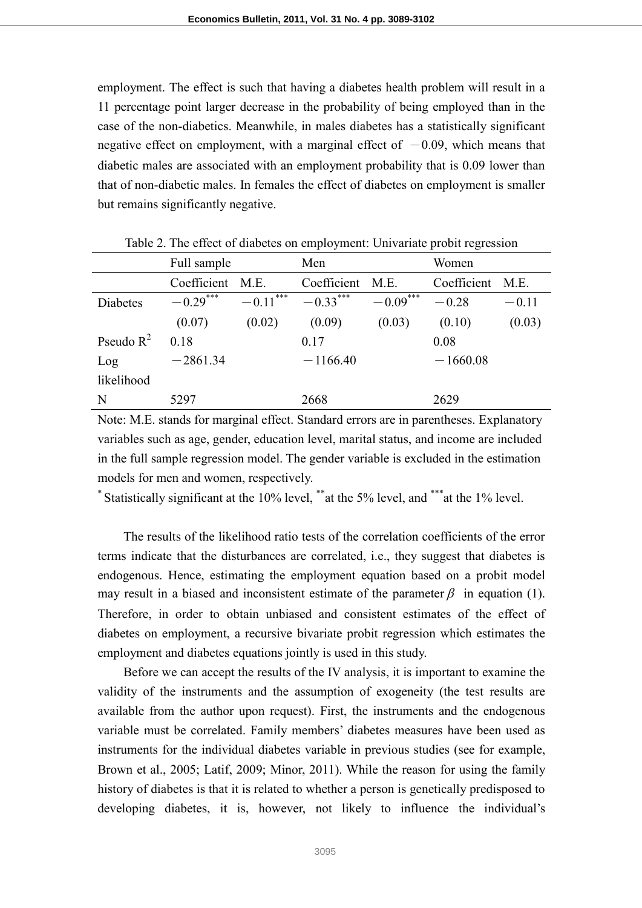employment. The effect is such that having a diabetes health problem will result in a 11 percentage point larger decrease in the probability of being employed than in the case of the non-diabetics. Meanwhile, in males diabetes has a statistically significant negative effect on employment, with a marginal effect of −0.09, which means that diabetic males are associated with an employment probability that is 0.09 lower than that of non-diabetic males. In females the effect of diabetes on employment is smaller but remains significantly negative.

Table 2. The effect of diabetes on employment: Univariate probit regression

| | Full sample | | Men | | Women | |
|---|---|---|---|---|---|---|
| | Coefficient | M.E. | Coefficient | M.E. | Coefficient | M.E. |
| Diabetes | −0.29*** | −0.11*** | −0.33*** | −0.09*** | −0.28 | −0.11 |
| | (0.07) | (0.02) | (0.09) | (0.03) | (0.10) | (0.03) |
| Pseudo $R^2$ | 0.18 | | 0.17 | | 0.08 | |
| Log likelihood | −2861.34 | | −1166.40 | | −1660.08 | |
| N | 5297 | | 2668 | | 2629 | |

Note: M.E. stands for marginal effect. Standard errors are in parentheses. Explanatory variables such as age, gender, education level, marital status, and income are included in the full sample regression model. The gender variable is excluded in the estimation models for men and women, respectively.

* Statistically significant at the 10% level, ** at the 5% level, and *** at the 1% level.

The results of the likelihood ratio tests of the correlation coefficients of the error terms indicate that the disturbances are correlated, i.e., they suggest that diabetes is endogenous. Hence, estimating the employment equation based on a probit model may result in a biased and inconsistent estimate of the parameter $\beta$ in equation (1). Therefore, in order to obtain unbiased and consistent estimates of the effect of diabetes on employment, a recursive bivariate probit regression which estimates the employment and diabetes equations jointly is used in this study.

Before we can accept the results of the IV analysis, it is important to examine the validity of the instruments and the assumption of exogeneity (the test results are available from the author upon request). First, the instruments and the endogenous variable must be correlated. Family members' diabetes measures have been used as instruments for the individual diabetes variable in previous studies (see for example, Brown et al., 2005; Latif, 2009; Minor, 2011). While the reason for using the family history of diabetes is that it is related to whether a person is genetically predisposed to developing diabetes, it is, however, not likely to influence the individual's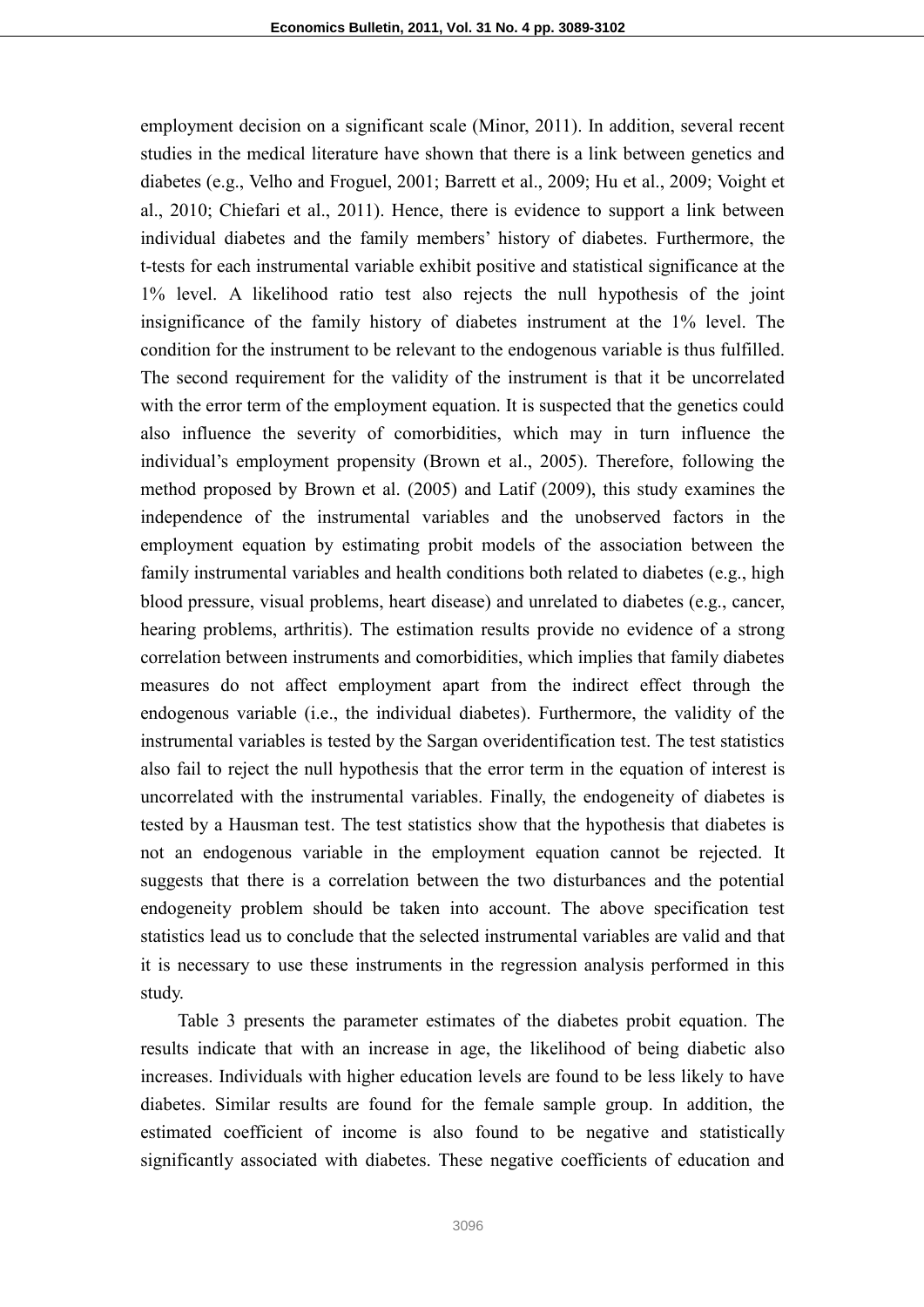employment decision on a significant scale (Minor, 2011). In addition, several recent studies in the medical literature have shown that there is a link between genetics and diabetes (e.g., Velho and Froguel, 2001; Barrett et al., 2009; Hu et al., 2009; Voight et al., 2010; Chiefari et al., 2011). Hence, there is evidence to support a link between individual diabetes and the family members' history of diabetes. Furthermore, the t-tests for each instrumental variable exhibit positive and statistical significance at the 1% level. A likelihood ratio test also rejects the null hypothesis of the joint insignificance of the family history of diabetes instrument at the 1% level. The condition for the instrument to be relevant to the endogenous variable is thus fulfilled. The second requirement for the validity of the instrument is that it be uncorrelated with the error term of the employment equation. It is suspected that the genetics could also influence the severity of comorbidities, which may in turn influence the individual's employment propensity (Brown et al., 2005). Therefore, following the method proposed by Brown et al. (2005) and Latif (2009), this study examines the independence of the instrumental variables and the unobserved factors in the employment equation by estimating probit models of the association between the family instrumental variables and health conditions both related to diabetes (e.g., high blood pressure, visual problems, heart disease) and unrelated to diabetes (e.g., cancer, hearing problems, arthritis). The estimation results provide no evidence of a strong correlation between instruments and comorbidities, which implies that family diabetes measures do not affect employment apart from the indirect effect through the endogenous variable (i.e., the individual diabetes). Furthermore, the validity of the instrumental variables is tested by the Sargan overidentification test. The test statistics also fail to reject the null hypothesis that the error term in the equation of interest is uncorrelated with the instrumental variables. Finally, the endogeneity of diabetes is tested by a Hausman test. The test statistics show that the hypothesis that diabetes is not an endogenous variable in the employment equation cannot be rejected. It suggests that there is a correlation between the two disturbances and the potential endogeneity problem should be taken into account. The above specification test statistics lead us to conclude that the selected instrumental variables are valid and that it is necessary to use these instruments in the regression analysis performed in this study.

Table 3 presents the parameter estimates of the diabetes probit equation. The results indicate that with an increase in age, the likelihood of being diabetic also increases. Individuals with higher education levels are found to be less likely to have diabetes. Similar results are found for the female sample group. In addition, the estimated coefficient of income is also found to be negative and statistically significantly associated with diabetes. These negative coefficients of education and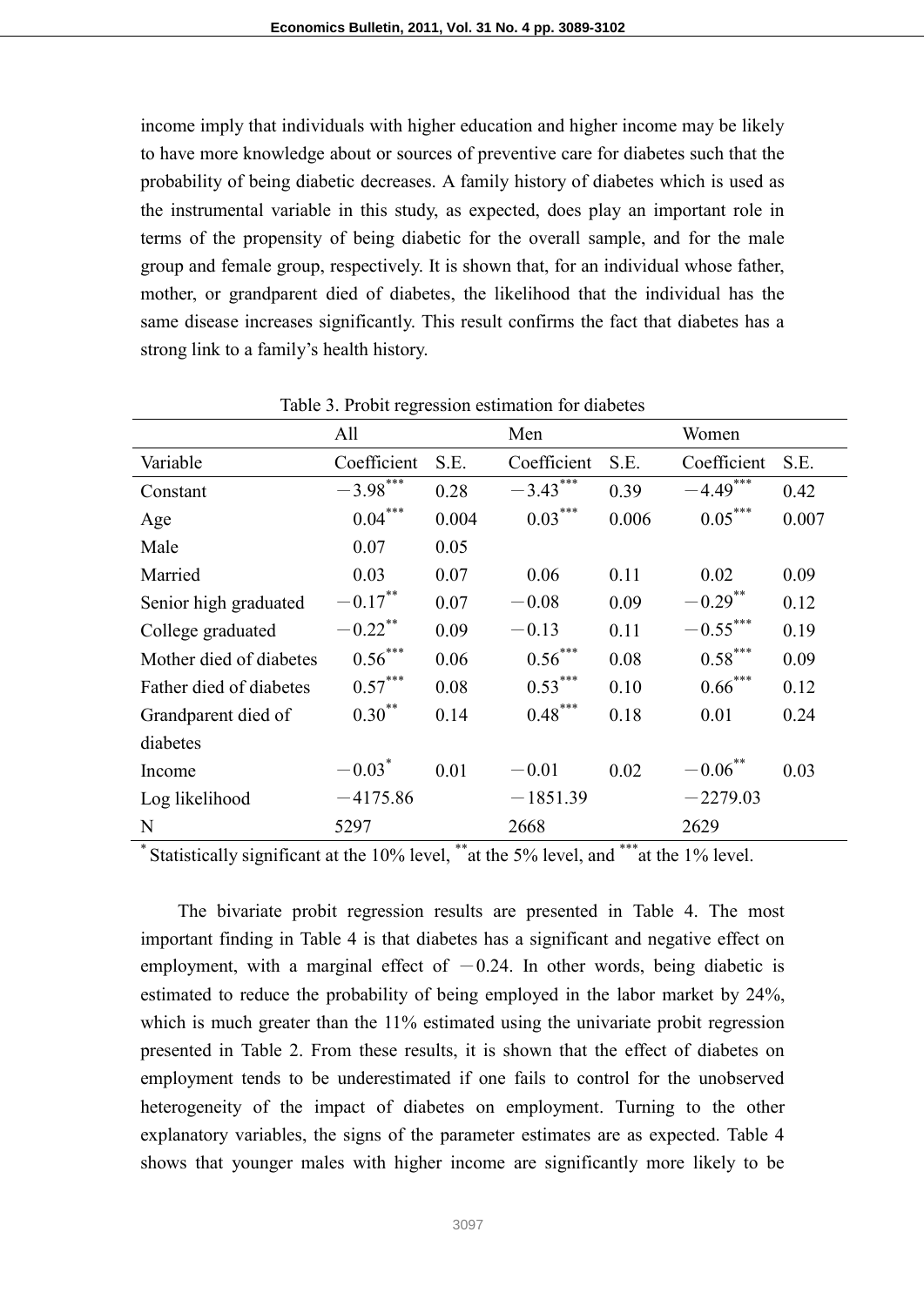income imply that individuals with higher education and higher income may be likely to have more knowledge about or sources of preventive care for diabetes such that the probability of being diabetic decreases. A family history of diabetes which is used as the instrumental variable in this study, as expected, does play an important role in terms of the propensity of being diabetic for the overall sample, and for the male group and female group, respectively. It is shown that, for an individual whose father, mother, or grandparent died of diabetes, the likelihood that the individual has the same disease increases significantly. This result confirms the fact that diabetes has a strong link to a family's health history.

Table 3. Probit regression estimation for diabetes

| | All | | Men | | Women | |
|---|---|---|---|---|---|---|
| Variable | Coefficient | S.E. | Coefficient | S.E. | Coefficient | S.E. |
| Constant | −3.98*** | 0.28 | −3.43*** | 0.39 | −4.49*** | 0.42 |
| Age | 0.04*** | 0.004 | 0.03*** | 0.006 | 0.05*** | 0.007 |
| Male | 0.07 | 0.05 | | | | |
| Married | 0.03 | 0.07 | 0.06 | 0.11 | 0.02 | 0.09 |
| Senior high graduated | −0.17** | 0.07 | −0.08 | 0.09 | −0.29** | 0.12 |
| College graduated | −0.22** | 0.09 | −0.13 | 0.11 | −0.55*** | 0.19 |
| Mother died of diabetes | 0.56*** | 0.06 | 0.56*** | 0.08 | 0.58*** | 0.09 |
| Father died of diabetes | 0.57*** | 0.08 | 0.53*** | 0.10 | 0.66*** | 0.12 |
| Grandparent died of diabetes | 0.30** | 0.14 | 0.48*** | 0.18 | 0.01 | 0.24 |
| Income | −0.03* | 0.01 | −0.01 | 0.02 | −0.06** | 0.03 |
| Log likelihood | −4175.86 | | −1851.39 | | −2279.03 | |
| N | 5297 | | 2668 | | 2629 | |

* Statistically significant at the 10% level, ** at the 5% level, and *** at the 1% level.

The bivariate probit regression results are presented in Table 4. The most important finding in Table 4 is that diabetes has a significant and negative effect on employment, with a marginal effect of −0.24. In other words, being diabetic is estimated to reduce the probability of being employed in the labor market by 24%, which is much greater than the 11% estimated using the univariate probit regression presented in Table 2. From these results, it is shown that the effect of diabetes on employment tends to be underestimated if one fails to control for the unobserved heterogeneity of the impact of diabetes on employment. Turning to the other explanatory variables, the signs of the parameter estimates are as expected. Table 4 shows that younger males with higher income are significantly more likely to be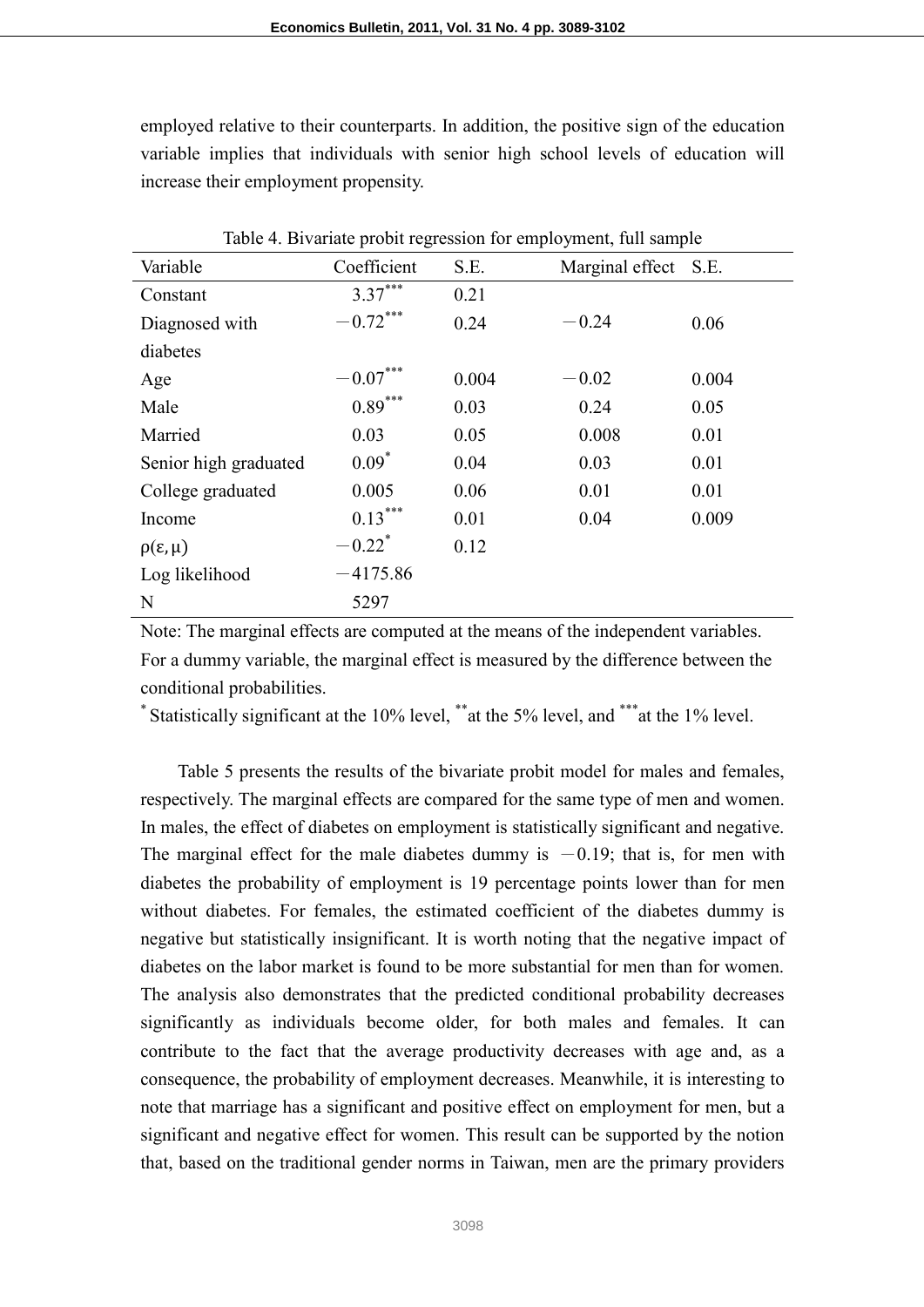employed relative to their counterparts. In addition, the positive sign of the education variable implies that individuals with senior high school levels of education will increase their employment propensity.

Table 4. Bivariate probit regression for employment, full sample

| Variable | Coefficient | S.E. | Marginal effect | S.E. |
|---|---|---|---|---|
| Constant | $3.37^{***}$ | 0.21 | | |
| Diagnosed with diabetes | $-0.72^{***}$ | 0.24 | $-0.24$ | 0.06 |
| Age | $-0.07^{***}$ | 0.004 | $-0.02$ | 0.004 |
| Male | $0.89^{***}$ | 0.03 | 0.24 | 0.05 |
| Married | 0.03 | 0.05 | 0.008 | 0.01 |
| Senior high graduated | $0.09^{*}$ | 0.04 | 0.03 | 0.01 |
| College graduated | 0.005 | 0.06 | 0.01 | 0.01 |
| Income | $0.13^{***}$ | 0.01 | 0.04 | 0.009 |
| $\rho(\varepsilon, \mu)$ | $-0.22^{*}$ | 0.12 | | |
| Log likelihood | $-4175.86$ | | | |
| N | 5297 | | | |

Note: The marginal effects are computed at the means of the independent variables. For a dummy variable, the marginal effect is measured by the difference between the conditional probabilities.

$^{*}$ Statistically significant at the 10% level, $^{**}$ at the 5% level, and $^{***}$ at the 1% level.

Table 5 presents the results of the bivariate probit model for males and females, respectively. The marginal effects are compared for the same type of men and women. In males, the effect of diabetes on employment is statistically significant and negative. The marginal effect for the male diabetes dummy is $-0.19$; that is, for men with diabetes the probability of employment is 19 percentage points lower than for men without diabetes. For females, the estimated coefficient of the diabetes dummy is negative but statistically insignificant. It is worth noting that the negative impact of diabetes on the labor market is found to be more substantial for men than for women. The analysis also demonstrates that the predicted conditional probability decreases significantly as individuals become older, for both males and females. It can contribute to the fact that the average productivity decreases with age and, as a consequence, the probability of employment decreases. Meanwhile, it is interesting to note that marriage has a significant and positive effect on employment for men, but a significant and negative effect for women. This result can be supported by the notion that, based on the traditional gender norms in Taiwan, men are the primary providers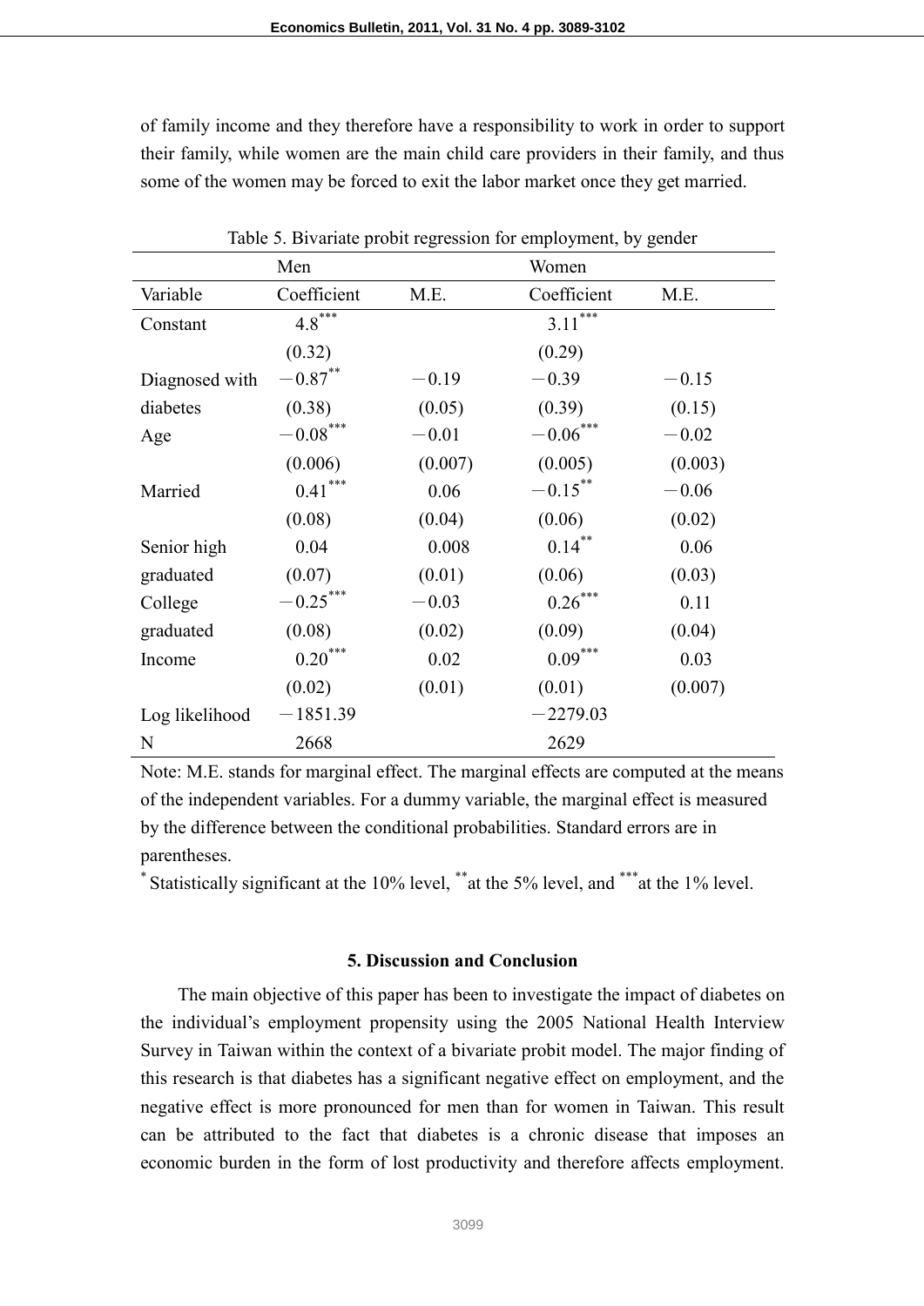of family income and they therefore have a responsibility to work in order to support their family, while women are the main child care providers in their family, and thus some of the women may be forced to exit the labor market once they get married.

Table 5. Bivariate probit regression for employment, by gender

| | Men | | Women | |
|---|---|---|---|---|
| Variable | Coefficient | M.E. | Coefficient | M.E. |
| Constant | 4.8*** | | 3.11*** | |
| | (0.32) | | (0.29) | |
| Diagnosed with diabetes | −0.87** | −0.19 | −0.39 | −0.15 |
| | (0.38) | (0.05) | (0.39) | (0.15) |
| Age | −0.08*** | −0.01 | −0.06*** | −0.02 |
| | (0.006) | (0.007) | (0.005) | (0.003) |
| Married | 0.41*** | 0.06 | −0.15** | −0.06 |
| | (0.08) | (0.04) | (0.06) | (0.02) |
| Senior high graduated | 0.04 | 0.008 | 0.14** | 0.06 |
| | (0.07) | (0.01) | (0.06) | (0.03) |
| College graduated | −0.25*** | −0.03 | 0.26*** | 0.11 |
| | (0.08) | (0.02) | (0.09) | (0.04) |
| Income | 0.20*** | 0.02 | 0.09*** | 0.03 |
| | (0.02) | (0.01) | (0.01) | (0.007) |
| Log likelihood | −1851.39 | | −2279.03 | |
| N | 2668 | | 2629 | |

Note: M.E. stands for marginal effect. The marginal effects are computed at the means of the independent variables. For a dummy variable, the marginal effect is measured by the difference between the conditional probabilities. Standard errors are in parentheses.

* Statistically significant at the 10% level, ** at the 5% level, and *** at the 1% level.

### 5. Discussion and Conclusion

The main objective of this paper has been to investigate the impact of diabetes on the individual's employment propensity using the 2005 National Health Interview Survey in Taiwan within the context of a bivariate probit model. The major finding of this research is that diabetes has a significant negative effect on employment, and the negative effect is more pronounced for men than for women in Taiwan. This result can be attributed to the fact that diabetes is a chronic disease that imposes an economic burden in the form of lost productivity and therefore affects employment.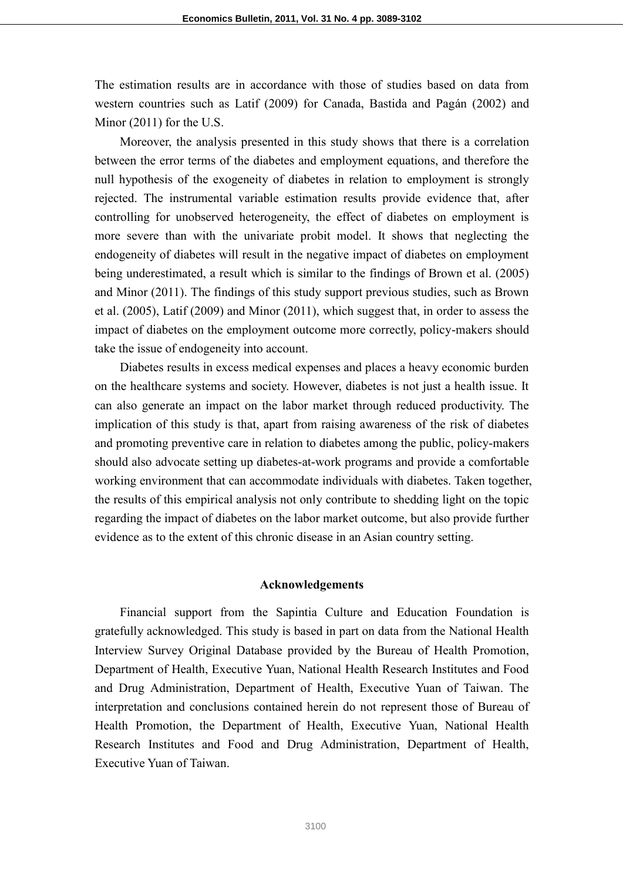The estimation results are in accordance with those of studies based on data from western countries such as Latif (2009) for Canada, Bastida and Pagán (2002) and Minor (2011) for the U.S.

Moreover, the analysis presented in this study shows that there is a correlation between the error terms of the diabetes and employment equations, and therefore the null hypothesis of the exogeneity of diabetes in relation to employment is strongly rejected. The instrumental variable estimation results provide evidence that, after controlling for unobserved heterogeneity, the effect of diabetes on employment is more severe than with the univariate probit model. It shows that neglecting the endogeneity of diabetes will result in the negative impact of diabetes on employment being underestimated, a result which is similar to the findings of Brown et al. (2005) and Minor (2011). The findings of this study support previous studies, such as Brown et al. (2005), Latif (2009) and Minor (2011), which suggest that, in order to assess the impact of diabetes on the employment outcome more correctly, policy-makers should take the issue of endogeneity into account.

Diabetes results in excess medical expenses and places a heavy economic burden on the healthcare systems and society. However, diabetes is not just a health issue. It can also generate an impact on the labor market through reduced productivity. The implication of this study is that, apart from raising awareness of the risk of diabetes and promoting preventive care in relation to diabetes among the public, policy-makers should also advocate setting up diabetes-at-work programs and provide a comfortable working environment that can accommodate individuals with diabetes. Taken together, the results of this empirical analysis not only contribute to shedding light on the topic regarding the impact of diabetes on the labor market outcome, but also provide further evidence as to the extent of this chronic disease in an Asian country setting.

## Acknowledgements

Financial support from the Sapintia Culture and Education Foundation is gratefully acknowledged. This study is based in part on data from the National Health Interview Survey Original Database provided by the Bureau of Health Promotion, Department of Health, Executive Yuan, National Health Research Institutes and Food and Drug Administration, Department of Health, Executive Yuan of Taiwan. The interpretation and conclusions contained herein do not represent those of Bureau of Health Promotion, the Department of Health, Executive Yuan, National Health Research Institutes and Food and Drug Administration, Department of Health, Executive Yuan of Taiwan.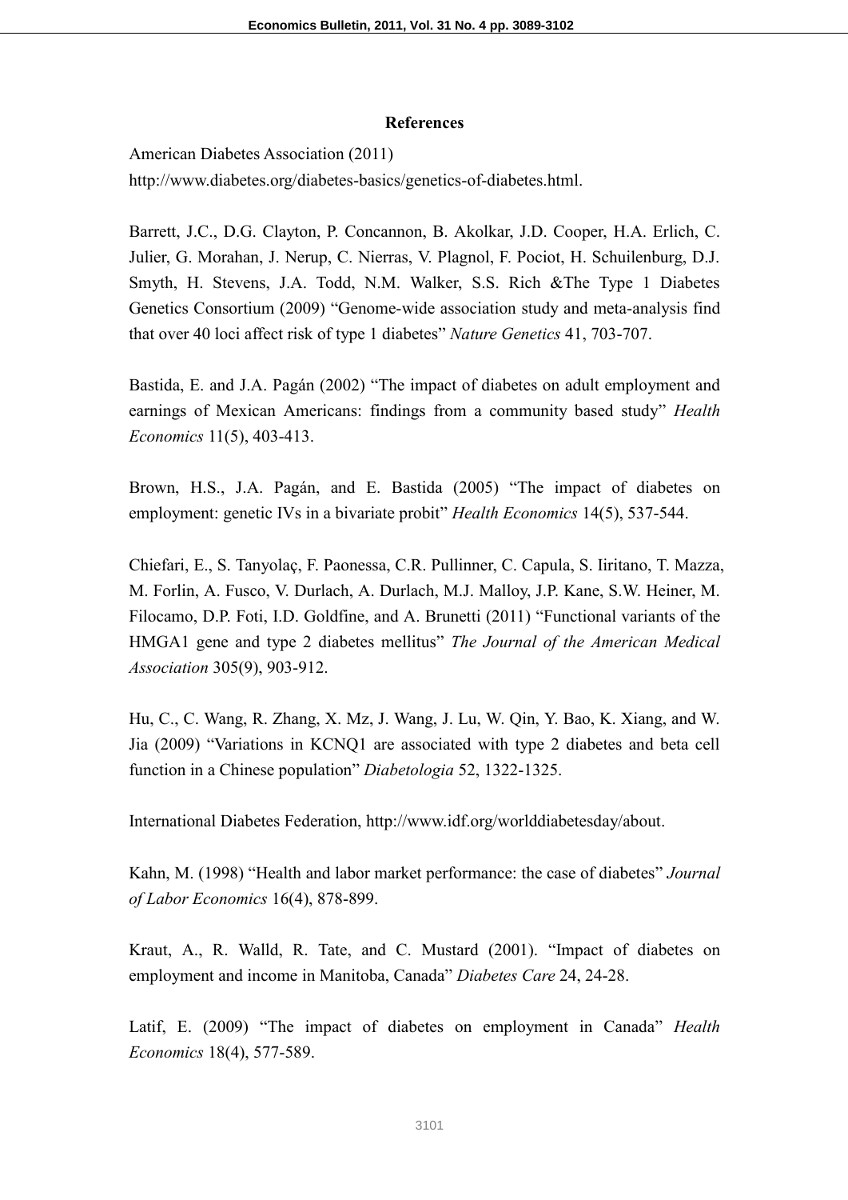**References**

American Diabetes Association (2011) http://www.diabetes.org/diabetes-basics/genetics-of-diabetes.html.

Barrett, J.C., D.G. Clayton, P. Concannon, B. Akolkar, J.D. Cooper, H.A. Erlich, C. Julier, G. Morahan, J. Nerup, C. Nierras, V. Plagnol, F. Pociot, H. Schuilenburg, D.J. Smyth, H. Stevens, J.A. Todd, N.M. Walker, S.S. Rich &The Type 1 Diabetes Genetics Consortium (2009) "Genome-wide association study and meta-analysis find that over 40 loci affect risk of type 1 diabetes" *Nature Genetics* 41, 703-707.

Bastida, E. and J.A. Pagán (2002) "The impact of diabetes on adult employment and earnings of Mexican Americans: findings from a community based study" *Health Economics* 11(5), 403-413.

Brown, H.S., J.A. Pagán, and E. Bastida (2005) "The impact of diabetes on employment: genetic IVs in a bivariate probit" *Health Economics* 14(5), 537-544.

Chiefari, E., S. Tanyolaç, F. Paonessa, C.R. Pullinner, C. Capula, S. Iiritano, T. Mazza, M. Forlin, A. Fusco, V. Durlach, A. Durlach, M.J. Malloy, J.P. Kane, S.W. Heiner, M. Filocamo, D.P. Foti, I.D. Goldfine, and A. Brunetti (2011) "Functional variants of the HMGA1 gene and type 2 diabetes mellitus" *The Journal of the American Medical Association* 305(9), 903-912.

Hu, C., C. Wang, R. Zhang, X. Mz, J. Wang, J. Lu, W. Qin, Y. Bao, K. Xiang, and W. Jia (2009) "Variations in KCNQ1 are associated with type 2 diabetes and beta cell function in a Chinese population" *Diabetologia* 52, 1322-1325.

International Diabetes Federation, http://www.idf.org/worlddiabetesday/about.

Kahn, M. (1998) "Health and labor market performance: the case of diabetes" *Journal of Labor Economics* 16(4), 878-899.

Kraut, A., R. Walld, R. Tate, and C. Mustard (2001). "Impact of diabetes on employment and income in Manitoba, Canada" *Diabetes Care* 24, 24-28.

Latif, E. (2009) "The impact of diabetes on employment in Canada" *Health Economics* 18(4), 577-589.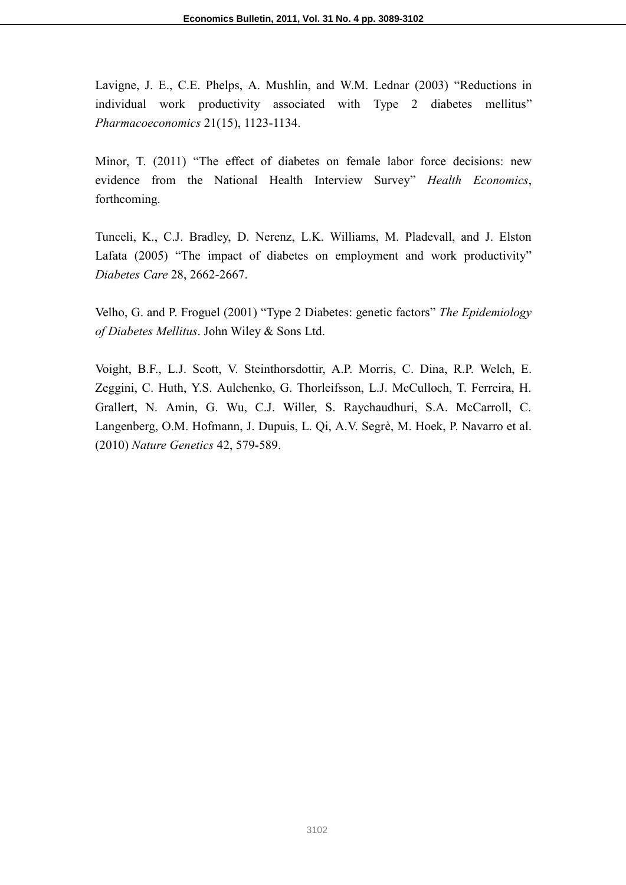Lavigne, J. E., C.E. Phelps, A. Mushlin, and W.M. Lednar (2003) "Reductions in individual work productivity associated with Type 2 diabetes mellitus" *Pharmacoeconomics* 21(15), 1123-1134.

Minor, T. (2011) "The effect of diabetes on female labor force decisions: new evidence from the National Health Interview Survey" *Health Economics*, forthcoming.

Tunceli, K., C.J. Bradley, D. Nerenz, L.K. Williams, M. Pladevall, and J. Elston Lafata (2005) "The impact of diabetes on employment and work productivity" *Diabetes Care* 28, 2662-2667.

Velho, G. and P. Froguel (2001) "Type 2 Diabetes: genetic factors" *The Epidemiology of Diabetes Mellitus*. John Wiley & Sons Ltd.

Voight, B.F., L.J. Scott, V. Steinthorsdottir, A.P. Morris, C. Dina, R.P. Welch, E. Zeggini, C. Huth, Y.S. Aulchenko, G. Thorleifsson, L.J. McCulloch, T. Ferreira, H. Grallert, N. Amin, G. Wu, C.J. Willer, S. Raychaudhuri, S.A. McCarroll, C. Langenberg, O.M. Hofmann, J. Dupuis, L. Qi, A.V. Segrè, M. Hoek, P. Navarro et al. (2010) *Nature Genetics* 42, 579-589.